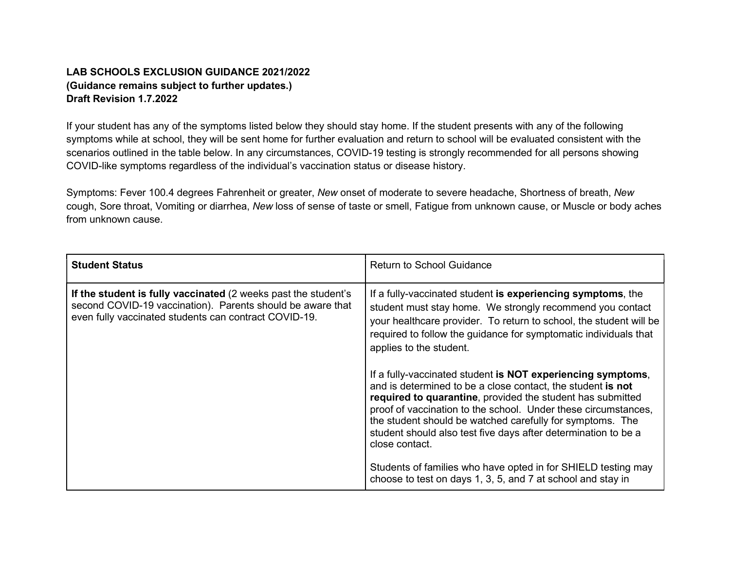**LAB SCHOOLS EXCLUSION GUIDANCE 2021/2022**
**(Guidance remains subject to further updates.)**
**Draft Revision 1.7.2022**

If your student has any of the symptoms listed below they should stay home. If the student presents with any of the following symptoms while at school, they will be sent home for further evaluation and return to school will be evaluated consistent with the scenarios outlined in the table below. In any circumstances, COVID-19 testing is strongly recommended for all persons showing COVID-like symptoms regardless of the individual's vaccination status or disease history.

Symptoms: Fever 100.4 degrees Fahrenheit or greater, *New* onset of moderate to severe headache, Shortness of breath, *New* cough, Sore throat, Vomiting or diarrhea, *New* loss of sense of taste or smell, Fatigue from unknown cause, or Muscle or body aches from unknown cause.

| **Student Status** | Return to School Guidance |
|---|---|
| **If the student is fully vaccinated** (2 weeks past the student's second COVID-19 vaccination). Parents should be aware that even fully vaccinated students can contract COVID-19. | If a fully-vaccinated student **is experiencing symptoms**, the student must stay home. We strongly recommend you contact your healthcare provider. To return to school, the student will be required to follow the guidance for symptomatic individuals that applies to the student.<br><br>If a fully-vaccinated student **is NOT experiencing symptoms**, and is determined to be a close contact, the student **is not required to quarantine**, provided the student has submitted proof of vaccination to the school. Under these circumstances, the student should be watched carefully for symptoms. The student should also test five days after determination to be a close contact.<br><br>Students of families who have opted in for SHIELD testing may choose to test on days 1, 3, 5, and 7 at school and stay in |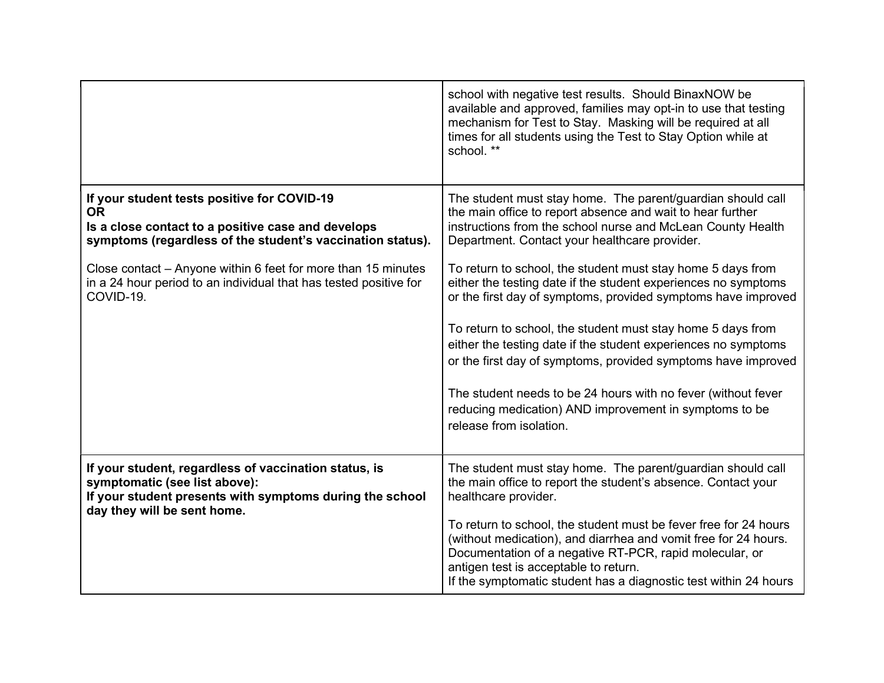| | |
|---|---|
| | school with negative test results. Should BinaxNOW be available and approved, families may opt-in to use that testing mechanism for Test to Stay. Masking will be required at all times for all students using the Test to Stay Option while at school. ** |
| **If your student tests positive for COVID-19**<br>**OR**<br>**Is a close contact to a positive case and develops symptoms (regardless of the student's vaccination status).**<br><br>Close contact – Anyone within 6 feet for more than 15 minutes in a 24 hour period to an individual that has tested positive for COVID-19. | The student must stay home. The parent/guardian should call the main office to report absence and wait to hear further instructions from the school nurse and McLean County Health Department. Contact your healthcare provider.<br><br>To return to school, the student must stay home 5 days from either the testing date if the student experiences no symptoms or the first day of symptoms, provided symptoms have improved<br><br>To return to school, the student must stay home 5 days from either the testing date if the student experiences no symptoms or the first day of symptoms, provided symptoms have improved<br><br>The student needs to be 24 hours with no fever (without fever reducing medication) AND improvement in symptoms to be release from isolation. |
| **If your student, regardless of vaccination status, is symptomatic (see list above):**<br>**If your student presents with symptoms during the school day they will be sent home.** | The student must stay home. The parent/guardian should call the main office to report the student's absence. Contact your healthcare provider.<br><br>To return to school, the student must be fever free for 24 hours (without medication), and diarrhea and vomit free for 24 hours. Documentation of a negative RT-PCR, rapid molecular, or antigen test is acceptable to return.<br>If the symptomatic student has a diagnostic test within 24 hours |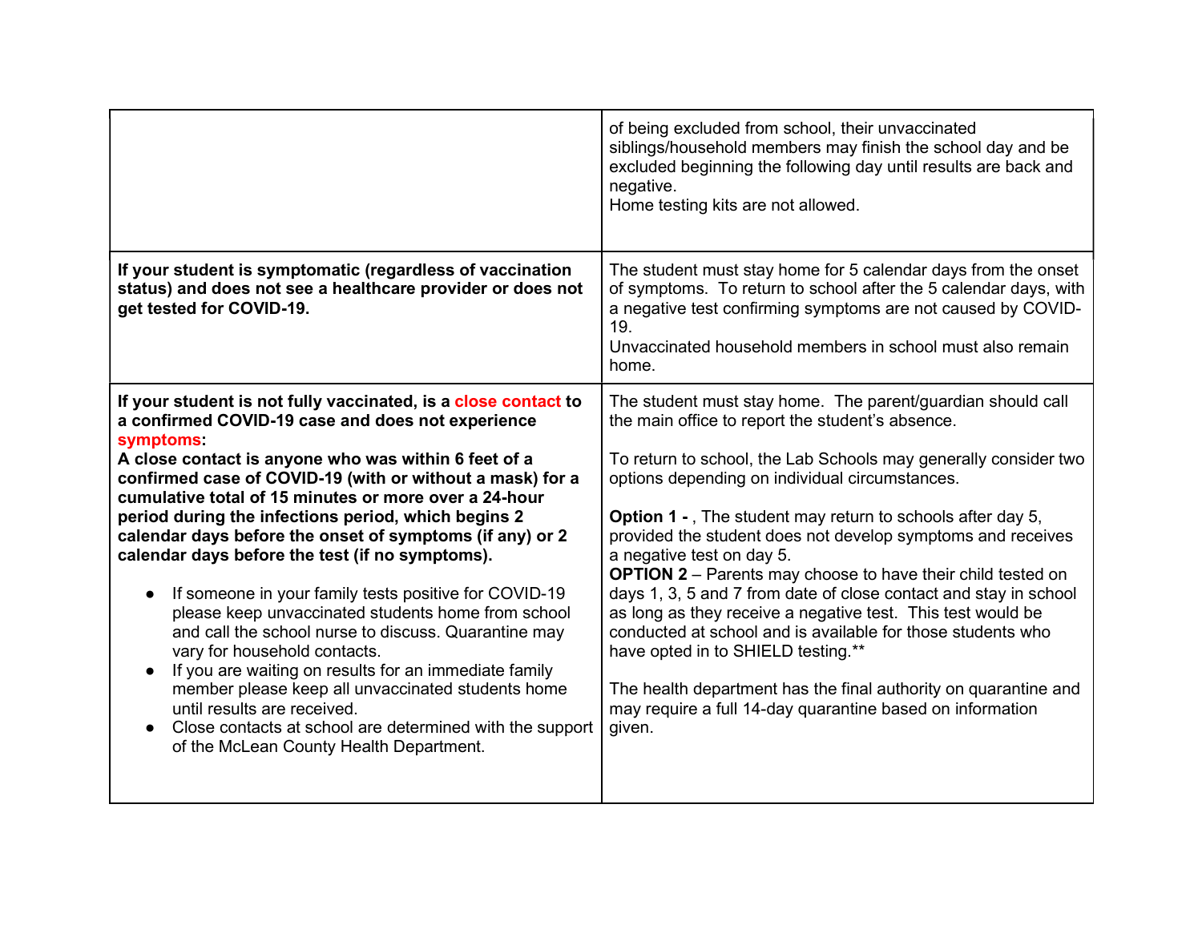| | |
|---|---|
| | of being excluded from school, their unvaccinated siblings/household members may finish the school day and be excluded beginning the following day until results are back and negative.<br>Home testing kits are not allowed. |
| **If your student is symptomatic (regardless of vaccination status) and does not see a healthcare provider or does not get tested for COVID-19.** | The student must stay home for 5 calendar days from the onset of symptoms. To return to school after the 5 calendar days, with a negative test confirming symptoms are not caused by COVID-19.<br>Unvaccinated household members in school must also remain home. |
| **If your student is not fully vaccinated, is a close contact to a confirmed COVID-19 case and does not experience symptoms:**<br>**A close contact is anyone who was within 6 feet of a confirmed case of COVID-19 (with or without a mask) for a cumulative total of 15 minutes or more over a 24-hour period during the infections period, which begins 2 calendar days before the onset of symptoms (if any) or 2 calendar days before the test (if no symptoms).**<br><br>● If someone in your family tests positive for COVID-19 please keep unvaccinated students home from school and call the school nurse to discuss. Quarantine may vary for household contacts.<br>● If you are waiting on results for an immediate family member please keep all unvaccinated students home until results are received.<br>● Close contacts at school are determined with the support of the McLean County Health Department. | The student must stay home. The parent/guardian should call the main office to report the student's absence.<br><br>To return to school, the Lab Schools may generally consider two options depending on individual circumstances.<br><br>**Option 1 -** , The student may return to schools after day 5, provided the student does not develop symptoms and receives a negative test on day 5.<br>**OPTION 2** – Parents may choose to have their child tested on days 1, 3, 5 and 7 from date of close contact and stay in school as long as they receive a negative test. This test would be conducted at school and is available for those students who have opted in to SHIELD testing.**<br><br>The health department has the final authority on quarantine and may require a full 14-day quarantine based on information given. |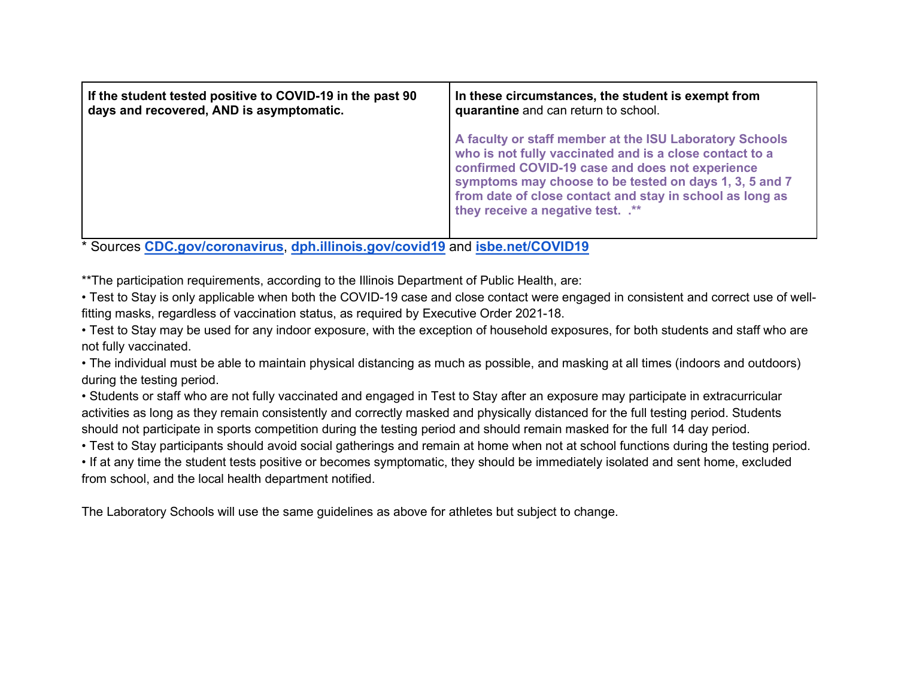| | |
|---|---|
| **If the student tested positive to COVID-19 in the past 90 days and recovered, AND is asymptomatic.** | **In these circumstances, the student is exempt from quarantine** and can return to school.<br><br>**A faculty or staff member at the ISU Laboratory Schools who is not fully vaccinated and is a close contact to a confirmed COVID-19 case and does not experience symptoms may choose to be tested on days 1, 3, 5 and 7 from date of close contact and stay in school as long as they receive a negative test. .\*\*** |

\* Sources **CDC.gov/coronavirus**, **dph.illinois.gov/covid19** and **isbe.net/COVID19**

\*\*The participation requirements, according to the Illinois Department of Public Health, are:

- Test to Stay is only applicable when both the COVID-19 case and close contact were engaged in consistent and correct use of well-fitting masks, regardless of vaccination status, as required by Executive Order 2021-18.
- Test to Stay may be used for any indoor exposure, with the exception of household exposures, for both students and staff who are not fully vaccinated.
- The individual must be able to maintain physical distancing as much as possible, and masking at all times (indoors and outdoors) during the testing period.
- Students or staff who are not fully vaccinated and engaged in Test to Stay after an exposure may participate in extracurricular activities as long as they remain consistently and correctly masked and physically distanced for the full testing period. Students should not participate in sports competition during the testing period and should remain masked for the full 14 day period.
- Test to Stay participants should avoid social gatherings and remain at home when not at school functions during the testing period.
- If at any time the student tests positive or becomes symptomatic, they should be immediately isolated and sent home, excluded from school, and the local health department notified.

The Laboratory Schools will use the same guidelines as above for athletes but subject to change.